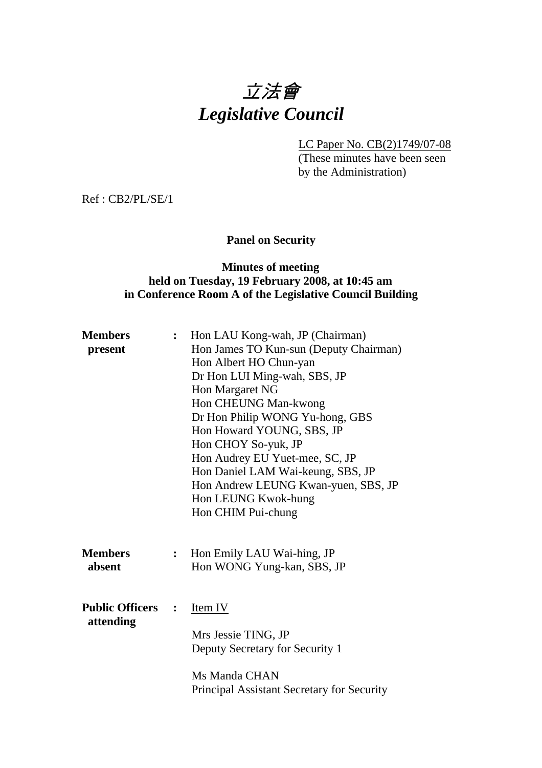# *立法會*
# *Legislative Council*

LC Paper No. CB(2)1749/07-08
(These minutes have been seen by the Administration)

Ref : CB2/PL/SE/1

**Panel on Security**

**Minutes of meeting**
**held on Tuesday, 19 February 2008, at 10:45 am**
**in Conference Room A of the Legislative Council Building**

**Members present** :
Hon LAU Kong-wah, JP (Chairman)
Hon James TO Kun-sun (Deputy Chairman)
Hon Albert HO Chun-yan
Dr Hon LUI Ming-wah, SBS, JP
Hon Margaret NG
Hon CHEUNG Man-kwong
Dr Hon Philip WONG Yu-hong, GBS
Hon Howard YOUNG, SBS, JP
Hon CHOY So-yuk, JP
Hon Audrey EU Yuet-mee, SC, JP
Hon Daniel LAM Wai-keung, SBS, JP
Hon Andrew LEUNG Kwan-yuen, SBS, JP
Hon LEUNG Kwok-hung
Hon CHIM Pui-chung

**Members absent** :
Hon Emily LAU Wai-hing, JP
Hon WONG Yung-kan, SBS, JP

**Public Officers attending** :
Item IV

Mrs Jessie TING, JP
Deputy Secretary for Security 1

Ms Manda CHAN
Principal Assistant Secretary for Security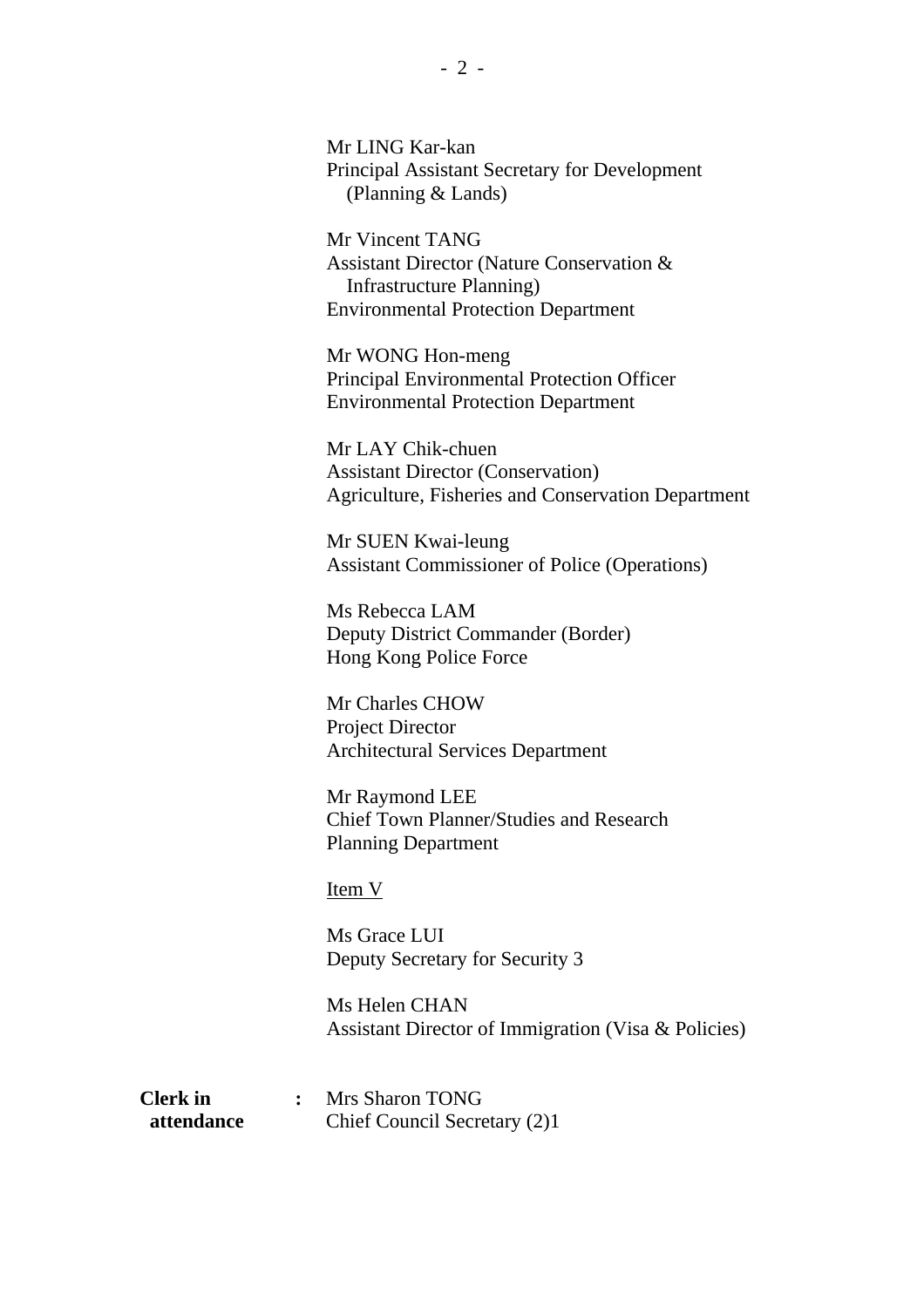Mr LING Kar-kan
Principal Assistant Secretary for Development
(Planning & Lands)

Mr Vincent TANG
Assistant Director (Nature Conservation &
Infrastructure Planning)
Environmental Protection Department

Mr WONG Hon-meng
Principal Environmental Protection Officer
Environmental Protection Department

Mr LAY Chik-chuen
Assistant Director (Conservation)
Agriculture, Fisheries and Conservation Department

Mr SUEN Kwai-leung
Assistant Commissioner of Police (Operations)

Ms Rebecca LAM
Deputy District Commander (Border)
Hong Kong Police Force

Mr Charles CHOW
Project Director
Architectural Services Department

Mr Raymond LEE
Chief Town Planner/Studies and Research
Planning Department

<u>Item V</u>

Ms Grace LUI
Deputy Secretary for Security 3

Ms Helen CHAN
Assistant Director of Immigration (Visa & Policies)

**Clerk in attendance** : Mrs Sharon TONG
Chief Council Secretary (2)1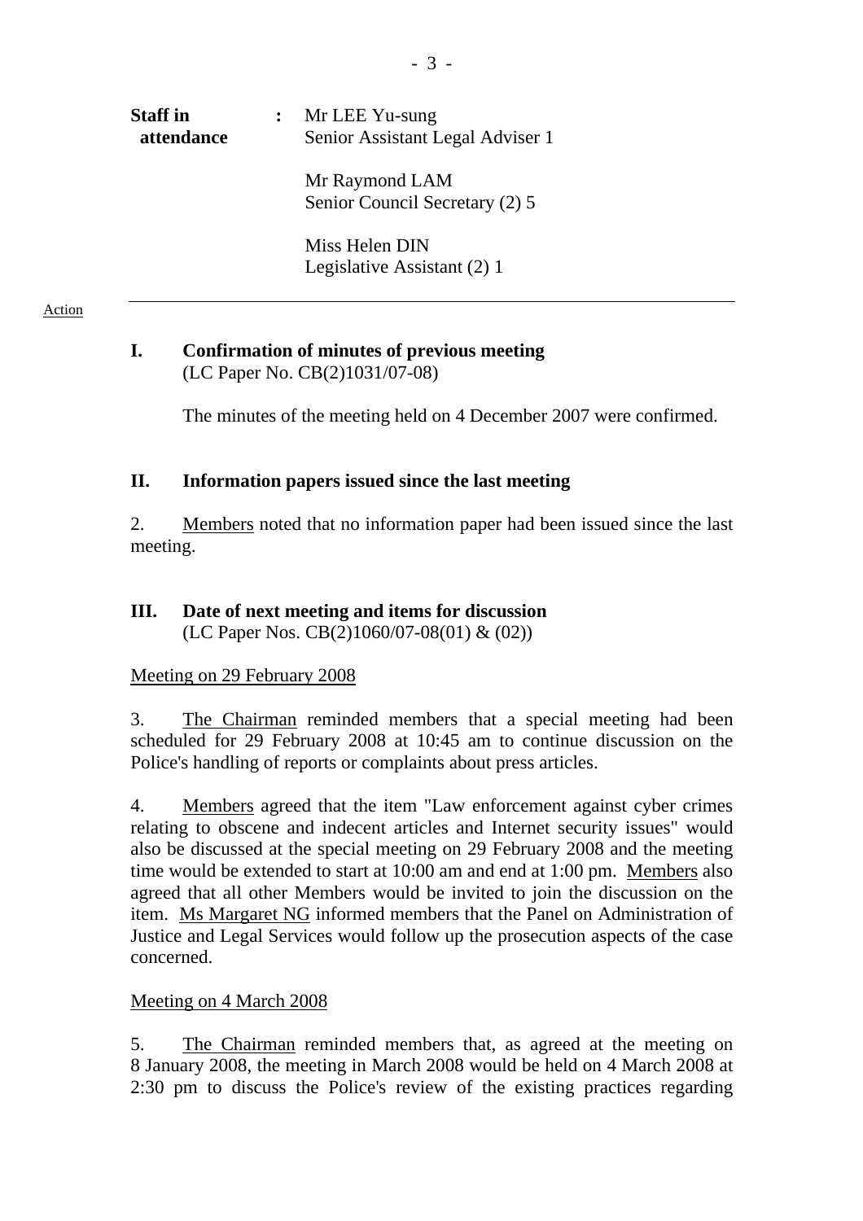**Staff in attendance** : Mr LEE Yu-sung
Senior Assistant Legal Adviser 1

Mr Raymond LAM
Senior Council Secretary (2) 5

Miss Helen DIN
Legislative Assistant (2) 1

---

Action

**I. Confirmation of minutes of previous meeting**
(LC Paper No. CB(2)1031/07-08)

The minutes of the meeting held on 4 December 2007 were confirmed.

**II. Information papers issued since the last meeting**

2. Members noted that no information paper had been issued since the last meeting.

**III. Date of next meeting and items for discussion**
(LC Paper Nos. CB(2)1060/07-08(01) & (02))

Meeting on 29 February 2008

3. The Chairman reminded members that a special meeting had been scheduled for 29 February 2008 at 10:45 am to continue discussion on the Police's handling of reports or complaints about press articles.

4. Members agreed that the item "Law enforcement against cyber crimes relating to obscene and indecent articles and Internet security issues" would also be discussed at the special meeting on 29 February 2008 and the meeting time would be extended to start at 10:00 am and end at 1:00 pm. Members also agreed that all other Members would be invited to join the discussion on the item. Ms Margaret NG informed members that the Panel on Administration of Justice and Legal Services would follow up the prosecution aspects of the case concerned.

Meeting on 4 March 2008

5. The Chairman reminded members that, as agreed at the meeting on 8 January 2008, the meeting in March 2008 would be held on 4 March 2008 at 2:30 pm to discuss the Police's review of the existing practices regarding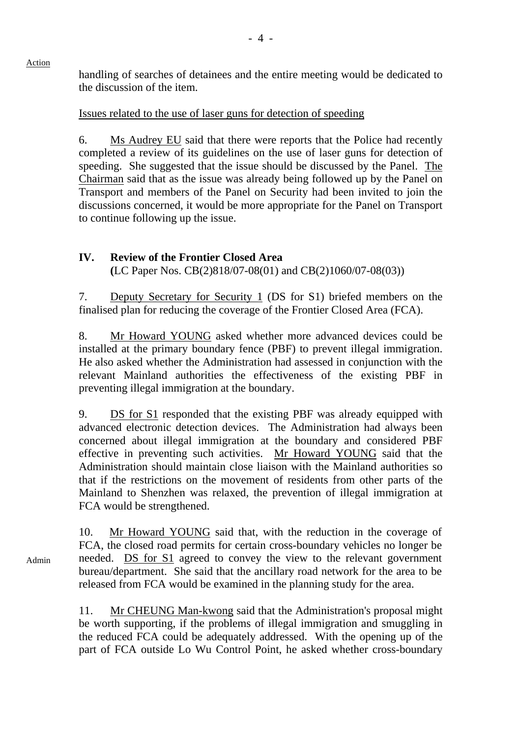Action

handling of searches of detainees and the entire meeting would be dedicated to the discussion of the item.

Issues related to the use of laser guns for detection of speeding

6. Ms Audrey EU said that there were reports that the Police had recently completed a review of its guidelines on the use of laser guns for detection of speeding. She suggested that the issue should be discussed by the Panel. The Chairman said that as the issue was already being followed up by the Panel on Transport and members of the Panel on Security had been invited to join the discussions concerned, it would be more appropriate for the Panel on Transport to continue following up the issue.

## IV. Review of the Frontier Closed Area

**(**LC Paper Nos. CB(2)818/07-08(01) and CB(2)1060/07-08(03))

7. Deputy Secretary for Security 1 (DS for S1) briefed members on the finalised plan for reducing the coverage of the Frontier Closed Area (FCA).

8. Mr Howard YOUNG asked whether more advanced devices could be installed at the primary boundary fence (PBF) to prevent illegal immigration. He also asked whether the Administration had assessed in conjunction with the relevant Mainland authorities the effectiveness of the existing PBF in preventing illegal immigration at the boundary.

9. DS for S1 responded that the existing PBF was already equipped with advanced electronic detection devices. The Administration had always been concerned about illegal immigration at the boundary and considered PBF effective in preventing such activities. Mr Howard YOUNG said that the Administration should maintain close liaison with the Mainland authorities so that if the restrictions on the movement of residents from other parts of the Mainland to Shenzhen was relaxed, the prevention of illegal immigration at FCA would be strengthened.

Admin

10. Mr Howard YOUNG said that, with the reduction in the coverage of FCA, the closed road permits for certain cross-boundary vehicles no longer be needed. DS for S1 agreed to convey the view to the relevant government bureau/department. She said that the ancillary road network for the area to be released from FCA would be examined in the planning study for the area.

11. Mr CHEUNG Man-kwong said that the Administration's proposal might be worth supporting, if the problems of illegal immigration and smuggling in the reduced FCA could be adequately addressed. With the opening up of the part of FCA outside Lo Wu Control Point, he asked whether cross-boundary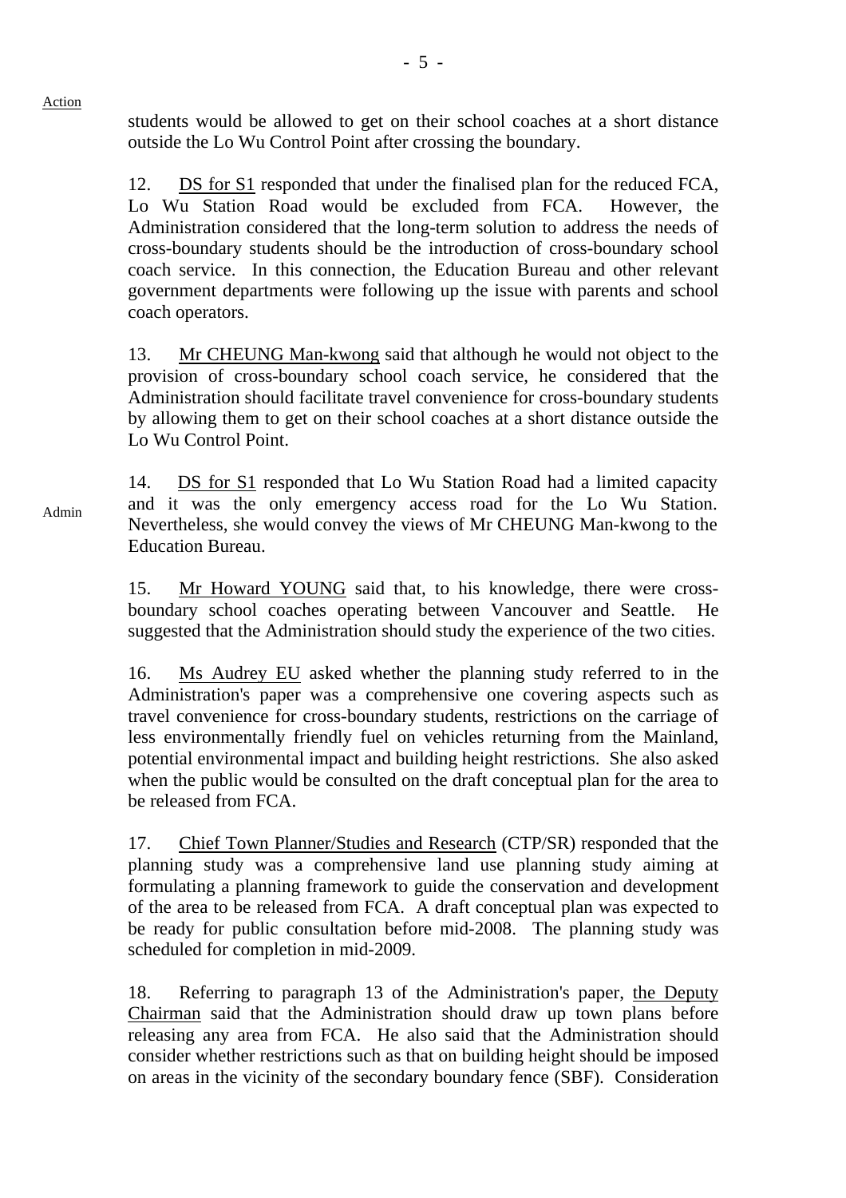Action

students would be allowed to get on their school coaches at a short distance outside the Lo Wu Control Point after crossing the boundary.

12. DS for S1 responded that under the finalised plan for the reduced FCA, Lo Wu Station Road would be excluded from FCA. However, the Administration considered that the long-term solution to address the needs of cross-boundary students should be the introduction of cross-boundary school coach service. In this connection, the Education Bureau and other relevant government departments were following up the issue with parents and school coach operators.

13. Mr CHEUNG Man-kwong said that although he would not object to the provision of cross-boundary school coach service, he considered that the Administration should facilitate travel convenience for cross-boundary students by allowing them to get on their school coaches at a short distance outside the Lo Wu Control Point.

Admin

14. DS for S1 responded that Lo Wu Station Road had a limited capacity and it was the only emergency access road for the Lo Wu Station. Nevertheless, she would convey the views of Mr CHEUNG Man-kwong to the Education Bureau.

15. Mr Howard YOUNG said that, to his knowledge, there were cross-boundary school coaches operating between Vancouver and Seattle. He suggested that the Administration should study the experience of the two cities.

16. Ms Audrey EU asked whether the planning study referred to in the Administration's paper was a comprehensive one covering aspects such as travel convenience for cross-boundary students, restrictions on the carriage of less environmentally friendly fuel on vehicles returning from the Mainland, potential environmental impact and building height restrictions. She also asked when the public would be consulted on the draft conceptual plan for the area to be released from FCA.

17. Chief Town Planner/Studies and Research (CTP/SR) responded that the planning study was a comprehensive land use planning study aiming at formulating a planning framework to guide the conservation and development of the area to be released from FCA. A draft conceptual plan was expected to be ready for public consultation before mid-2008. The planning study was scheduled for completion in mid-2009.

18. Referring to paragraph 13 of the Administration's paper, the Deputy Chairman said that the Administration should draw up town plans before releasing any area from FCA. He also said that the Administration should consider whether restrictions such as that on building height should be imposed on areas in the vicinity of the secondary boundary fence (SBF). Consideration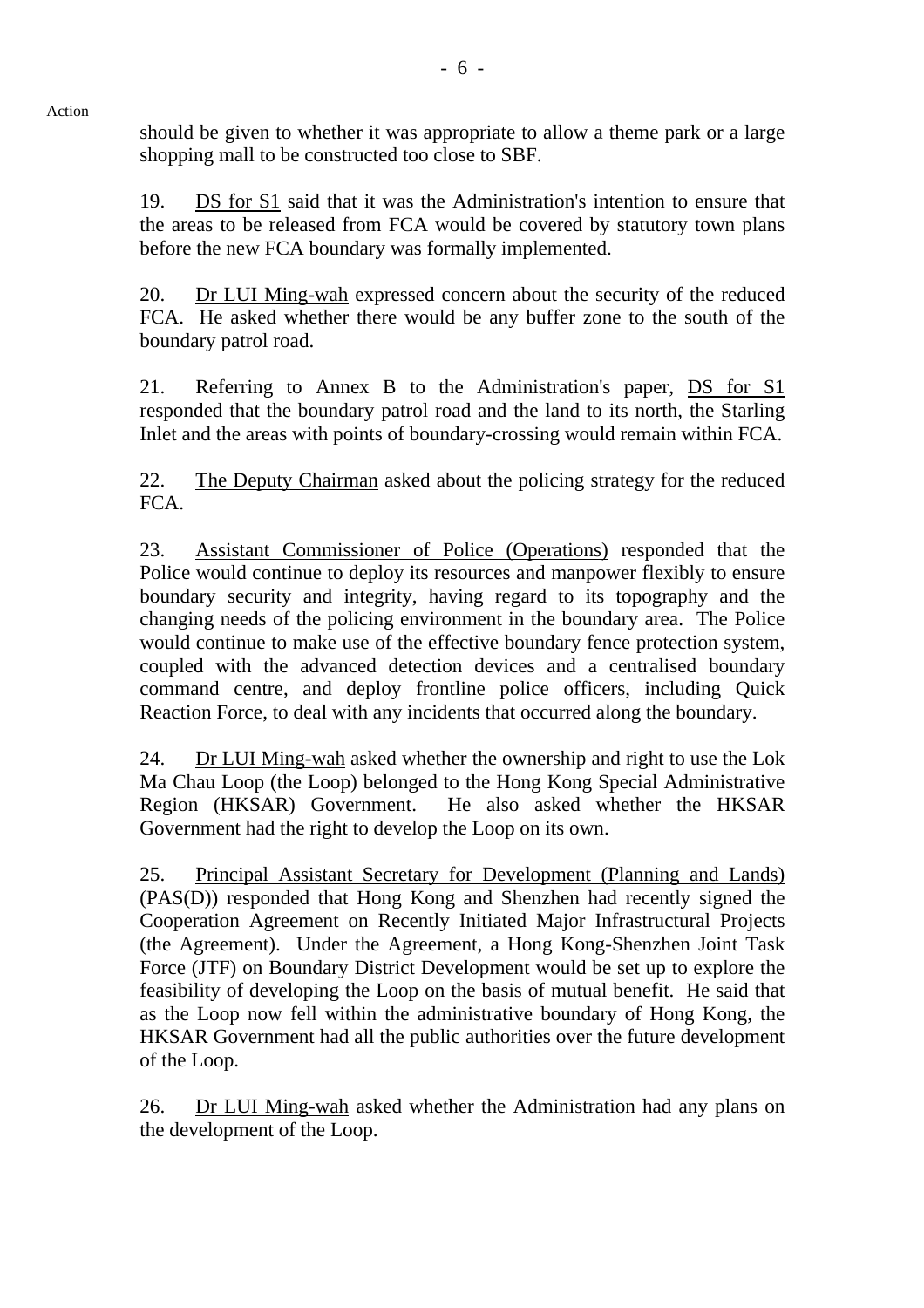should be given to whether it was appropriate to allow a theme park or a large shopping mall to be constructed too close to SBF.

19. DS for S1 said that it was the Administration's intention to ensure that the areas to be released from FCA would be covered by statutory town plans before the new FCA boundary was formally implemented.

20. Dr LUI Ming-wah expressed concern about the security of the reduced FCA. He asked whether there would be any buffer zone to the south of the boundary patrol road.

21. Referring to Annex B to the Administration's paper, DS for S1 responded that the boundary patrol road and the land to its north, the Starling Inlet and the areas with points of boundary-crossing would remain within FCA.

22. The Deputy Chairman asked about the policing strategy for the reduced FCA.

23. Assistant Commissioner of Police (Operations) responded that the Police would continue to deploy its resources and manpower flexibly to ensure boundary security and integrity, having regard to its topography and the changing needs of the policing environment in the boundary area. The Police would continue to make use of the effective boundary fence protection system, coupled with the advanced detection devices and a centralised boundary command centre, and deploy frontline police officers, including Quick Reaction Force, to deal with any incidents that occurred along the boundary.

24. Dr LUI Ming-wah asked whether the ownership and right to use the Lok Ma Chau Loop (the Loop) belonged to the Hong Kong Special Administrative Region (HKSAR) Government. He also asked whether the HKSAR Government had the right to develop the Loop on its own.

25. Principal Assistant Secretary for Development (Planning and Lands) (PAS(D)) responded that Hong Kong and Shenzhen had recently signed the Cooperation Agreement on Recently Initiated Major Infrastructural Projects (the Agreement). Under the Agreement, a Hong Kong-Shenzhen Joint Task Force (JTF) on Boundary District Development would be set up to explore the feasibility of developing the Loop on the basis of mutual benefit. He said that as the Loop now fell within the administrative boundary of Hong Kong, the HKSAR Government had all the public authorities over the future development of the Loop.

26. Dr LUI Ming-wah asked whether the Administration had any plans on the development of the Loop.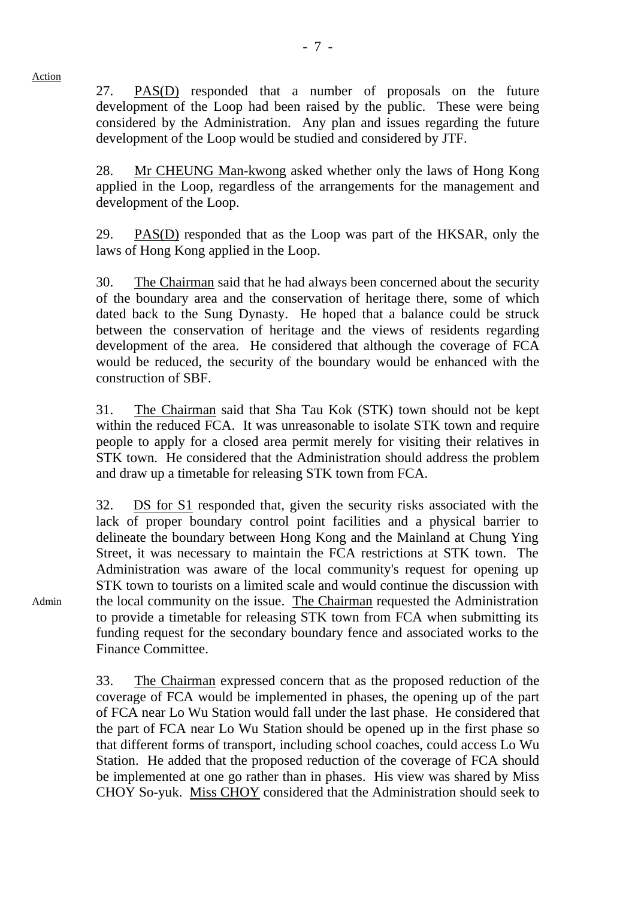Action

27. PAS(D) responded that a number of proposals on the future development of the Loop had been raised by the public. These were being considered by the Administration. Any plan and issues regarding the future development of the Loop would be studied and considered by JTF.

28. Mr CHEUNG Man-kwong asked whether only the laws of Hong Kong applied in the Loop, regardless of the arrangements for the management and development of the Loop.

29. PAS(D) responded that as the Loop was part of the HKSAR, only the laws of Hong Kong applied in the Loop.

30. The Chairman said that he had always been concerned about the security of the boundary area and the conservation of heritage there, some of which dated back to the Sung Dynasty. He hoped that a balance could be struck between the conservation of heritage and the views of residents regarding development of the area. He considered that although the coverage of FCA would be reduced, the security of the boundary would be enhanced with the construction of SBF.

31. The Chairman said that Sha Tau Kok (STK) town should not be kept within the reduced FCA. It was unreasonable to isolate STK town and require people to apply for a closed area permit merely for visiting their relatives in STK town. He considered that the Administration should address the problem and draw up a timetable for releasing STK town from FCA.

32. DS for S1 responded that, given the security risks associated with the lack of proper boundary control point facilities and a physical barrier to delineate the boundary between Hong Kong and the Mainland at Chung Ying Street, it was necessary to maintain the FCA restrictions at STK town. The Administration was aware of the local community's request for opening up STK town to tourists on a limited scale and would continue the discussion with the local community on the issue. The Chairman requested the Administration to provide a timetable for releasing STK town from FCA when submitting its funding request for the secondary boundary fence and associated works to the Finance Committee.

Admin

33. The Chairman expressed concern that as the proposed reduction of the coverage of FCA would be implemented in phases, the opening up of the part of FCA near Lo Wu Station would fall under the last phase. He considered that the part of FCA near Lo Wu Station should be opened up in the first phase so that different forms of transport, including school coaches, could access Lo Wu Station. He added that the proposed reduction of the coverage of FCA should be implemented at one go rather than in phases. His view was shared by Miss CHOY So-yuk. Miss CHOY considered that the Administration should seek to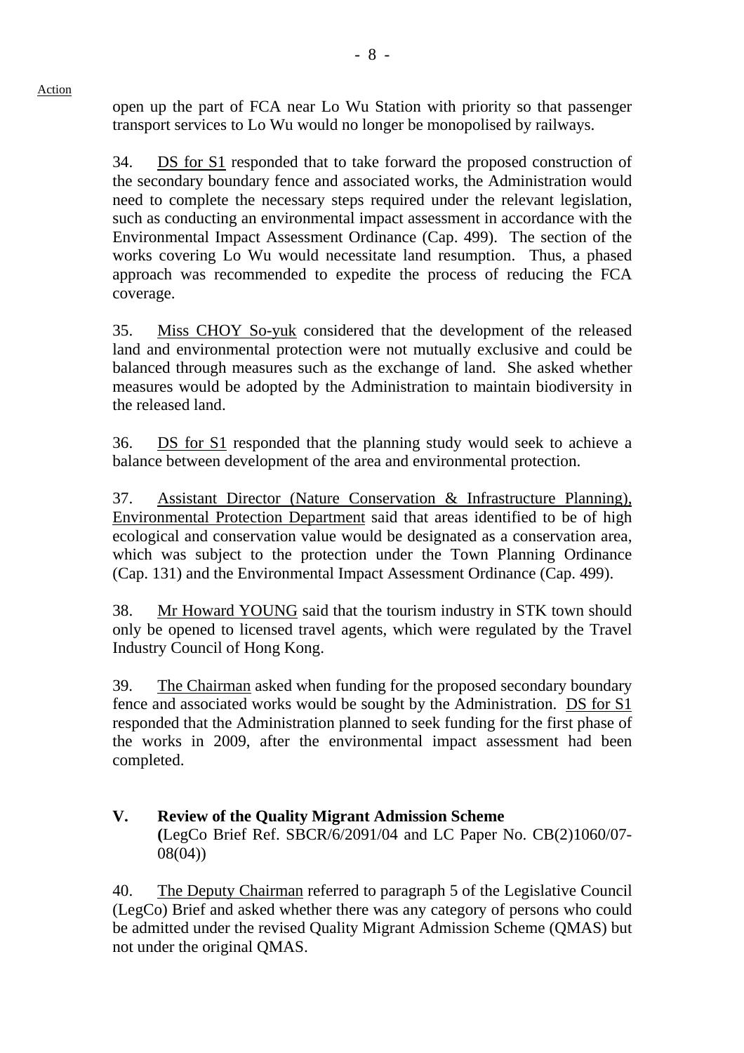Action

open up the part of FCA near Lo Wu Station with priority so that passenger transport services to Lo Wu would no longer be monopolised by railways.

34. DS for S1 responded that to take forward the proposed construction of the secondary boundary fence and associated works, the Administration would need to complete the necessary steps required under the relevant legislation, such as conducting an environmental impact assessment in accordance with the Environmental Impact Assessment Ordinance (Cap. 499). The section of the works covering Lo Wu would necessitate land resumption. Thus, a phased approach was recommended to expedite the process of reducing the FCA coverage.

35. Miss CHOY So-yuk considered that the development of the released land and environmental protection were not mutually exclusive and could be balanced through measures such as the exchange of land. She asked whether measures would be adopted by the Administration to maintain biodiversity in the released land.

36. DS for S1 responded that the planning study would seek to achieve a balance between development of the area and environmental protection.

37. Assistant Director (Nature Conservation & Infrastructure Planning), Environmental Protection Department said that areas identified to be of high ecological and conservation value would be designated as a conservation area, which was subject to the protection under the Town Planning Ordinance (Cap. 131) and the Environmental Impact Assessment Ordinance (Cap. 499).

38. Mr Howard YOUNG said that the tourism industry in STK town should only be opened to licensed travel agents, which were regulated by the Travel Industry Council of Hong Kong.

39. The Chairman asked when funding for the proposed secondary boundary fence and associated works would be sought by the Administration. DS for S1 responded that the Administration planned to seek funding for the first phase of the works in 2009, after the environmental impact assessment had been completed.

## V. Review of the Quality Migrant Admission Scheme

**(**LegCo Brief Ref. SBCR/6/2091/04 and LC Paper No. CB(2)1060/07-08(04))

40. The Deputy Chairman referred to paragraph 5 of the Legislative Council (LegCo) Brief and asked whether there was any category of persons who could be admitted under the revised Quality Migrant Admission Scheme (QMAS) but not under the original QMAS.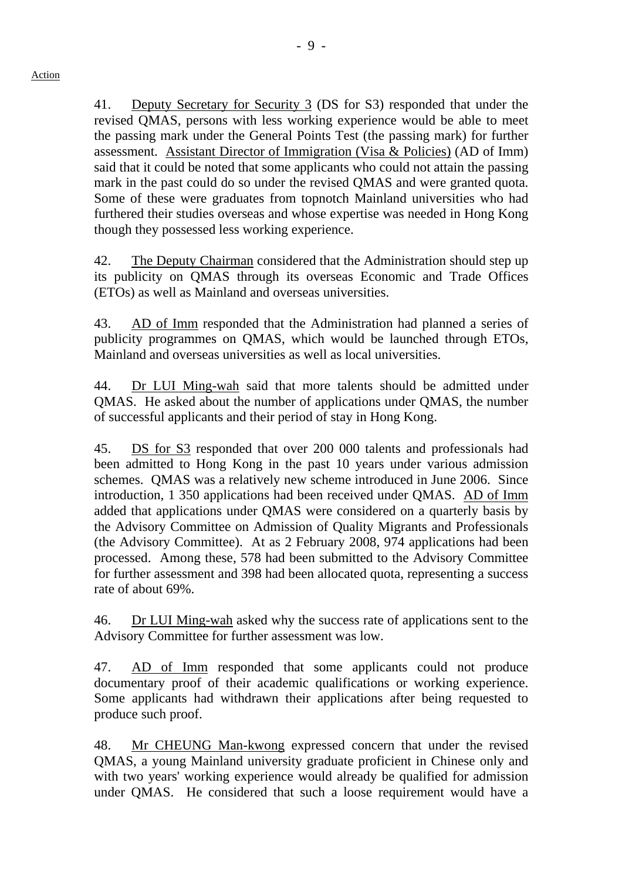41. Deputy Secretary for Security 3 (DS for S3) responded that under the revised QMAS, persons with less working experience would be able to meet the passing mark under the General Points Test (the passing mark) for further assessment. Assistant Director of Immigration (Visa & Policies) (AD of Imm) said that it could be noted that some applicants who could not attain the passing mark in the past could do so under the revised QMAS and were granted quota. Some of these were graduates from topnotch Mainland universities who had furthered their studies overseas and whose expertise was needed in Hong Kong though they possessed less working experience.

42. The Deputy Chairman considered that the Administration should step up its publicity on QMAS through its overseas Economic and Trade Offices (ETOs) as well as Mainland and overseas universities.

43. AD of Imm responded that the Administration had planned a series of publicity programmes on QMAS, which would be launched through ETOs, Mainland and overseas universities as well as local universities.

44. Dr LUI Ming-wah said that more talents should be admitted under QMAS. He asked about the number of applications under QMAS, the number of successful applicants and their period of stay in Hong Kong.

45. DS for S3 responded that over 200 000 talents and professionals had been admitted to Hong Kong in the past 10 years under various admission schemes. QMAS was a relatively new scheme introduced in June 2006. Since introduction, 1 350 applications had been received under QMAS. AD of Imm added that applications under QMAS were considered on a quarterly basis by the Advisory Committee on Admission of Quality Migrants and Professionals (the Advisory Committee). At as 2 February 2008, 974 applications had been processed. Among these, 578 had been submitted to the Advisory Committee for further assessment and 398 had been allocated quota, representing a success rate of about 69%.

46. Dr LUI Ming-wah asked why the success rate of applications sent to the Advisory Committee for further assessment was low.

47. AD of Imm responded that some applicants could not produce documentary proof of their academic qualifications or working experience. Some applicants had withdrawn their applications after being requested to produce such proof.

48. Mr CHEUNG Man-kwong expressed concern that under the revised QMAS, a young Mainland university graduate proficient in Chinese only and with two years' working experience would already be qualified for admission under QMAS. He considered that such a loose requirement would have a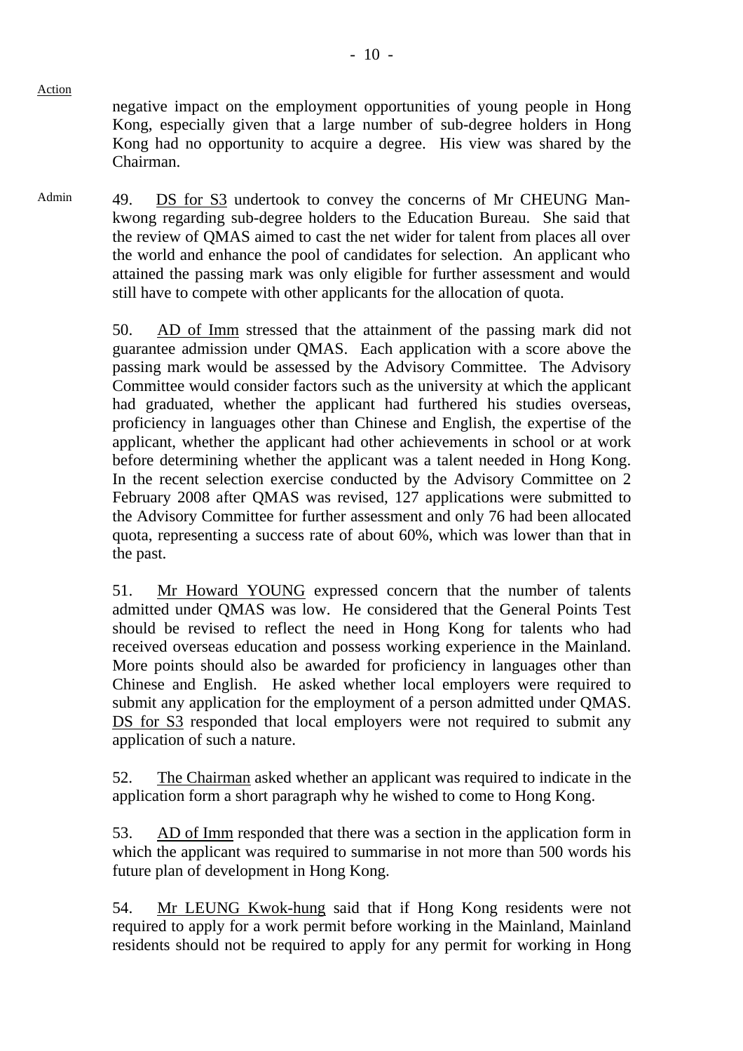Action

negative impact on the employment opportunities of young people in Hong Kong, especially given that a large number of sub-degree holders in Hong Kong had no opportunity to acquire a degree. His view was shared by the Chairman.

Admin

49. DS for S3 undertook to convey the concerns of Mr CHEUNG Man-kwong regarding sub-degree holders to the Education Bureau. She said that the review of QMAS aimed to cast the net wider for talent from places all over the world and enhance the pool of candidates for selection. An applicant who attained the passing mark was only eligible for further assessment and would still have to compete with other applicants for the allocation of quota.

50. AD of Imm stressed that the attainment of the passing mark did not guarantee admission under QMAS. Each application with a score above the passing mark would be assessed by the Advisory Committee. The Advisory Committee would consider factors such as the university at which the applicant had graduated, whether the applicant had furthered his studies overseas, proficiency in languages other than Chinese and English, the expertise of the applicant, whether the applicant had other achievements in school or at work before determining whether the applicant was a talent needed in Hong Kong. In the recent selection exercise conducted by the Advisory Committee on 2 February 2008 after QMAS was revised, 127 applications were submitted to the Advisory Committee for further assessment and only 76 had been allocated quota, representing a success rate of about 60%, which was lower than that in the past.

51. Mr Howard YOUNG expressed concern that the number of talents admitted under QMAS was low. He considered that the General Points Test should be revised to reflect the need in Hong Kong for talents who had received overseas education and possess working experience in the Mainland. More points should also be awarded for proficiency in languages other than Chinese and English. He asked whether local employers were required to submit any application for the employment of a person admitted under QMAS. DS for S3 responded that local employers were not required to submit any application of such a nature.

52. The Chairman asked whether an applicant was required to indicate in the application form a short paragraph why he wished to come to Hong Kong.

53. AD of Imm responded that there was a section in the application form in which the applicant was required to summarise in not more than 500 words his future plan of development in Hong Kong.

54. Mr LEUNG Kwok-hung said that if Hong Kong residents were not required to apply for a work permit before working in the Mainland, Mainland residents should not be required to apply for any permit for working in Hong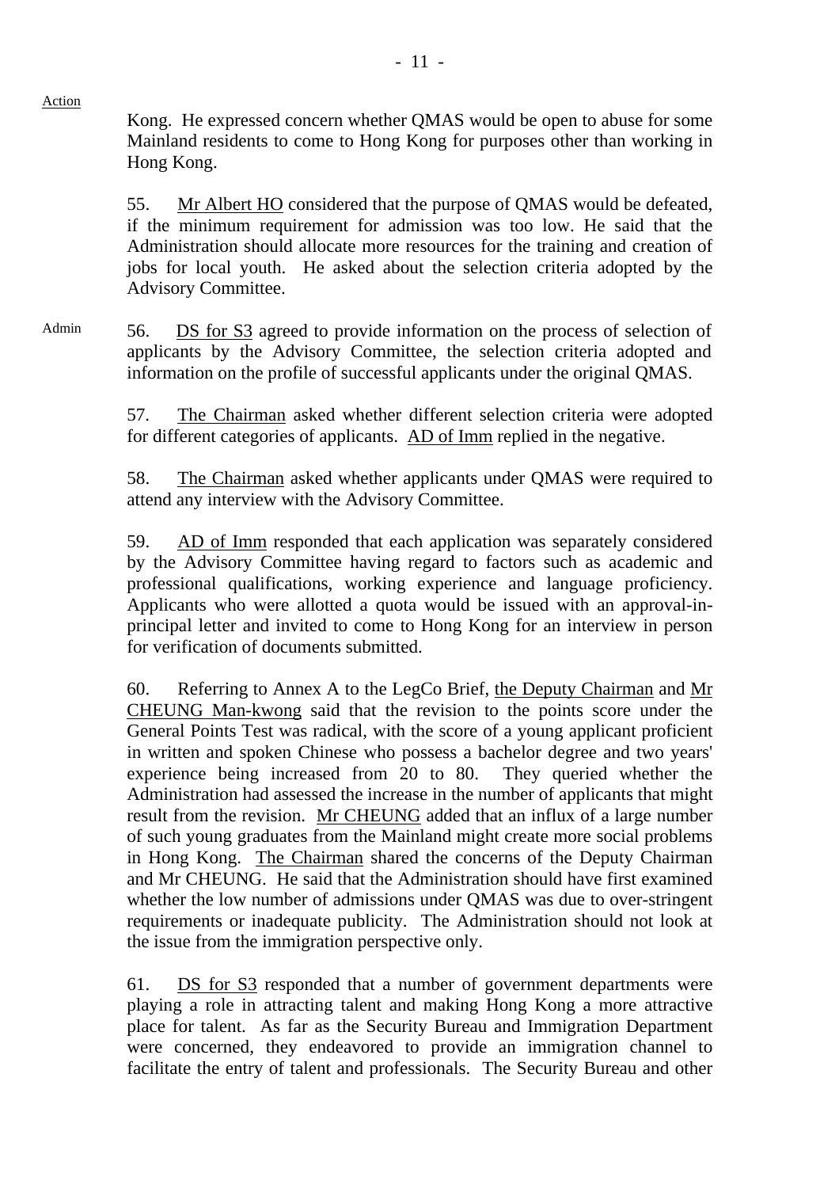Action

Kong. He expressed concern whether QMAS would be open to abuse for some Mainland residents to come to Hong Kong for purposes other than working in Hong Kong.

55. Mr Albert HO considered that the purpose of QMAS would be defeated, if the minimum requirement for admission was too low. He said that the Administration should allocate more resources for the training and creation of jobs for local youth. He asked about the selection criteria adopted by the Advisory Committee.

Admin

56. DS for S3 agreed to provide information on the process of selection of applicants by the Advisory Committee, the selection criteria adopted and information on the profile of successful applicants under the original QMAS.

57. The Chairman asked whether different selection criteria were adopted for different categories of applicants. AD of Imm replied in the negative.

58. The Chairman asked whether applicants under QMAS were required to attend any interview with the Advisory Committee.

59. AD of Imm responded that each application was separately considered by the Advisory Committee having regard to factors such as academic and professional qualifications, working experience and language proficiency. Applicants who were allotted a quota would be issued with an approval-in-principal letter and invited to come to Hong Kong for an interview in person for verification of documents submitted.

60. Referring to Annex A to the LegCo Brief, the Deputy Chairman and Mr CHEUNG Man-kwong said that the revision to the points score under the General Points Test was radical, with the score of a young applicant proficient in written and spoken Chinese who possess a bachelor degree and two years' experience being increased from 20 to 80. They queried whether the Administration had assessed the increase in the number of applicants that might result from the revision. Mr CHEUNG added that an influx of a large number of such young graduates from the Mainland might create more social problems in Hong Kong. The Chairman shared the concerns of the Deputy Chairman and Mr CHEUNG. He said that the Administration should have first examined whether the low number of admissions under QMAS was due to over-stringent requirements or inadequate publicity. The Administration should not look at the issue from the immigration perspective only.

61. DS for S3 responded that a number of government departments were playing a role in attracting talent and making Hong Kong a more attractive place for talent. As far as the Security Bureau and Immigration Department were concerned, they endeavored to provide an immigration channel to facilitate the entry of talent and professionals. The Security Bureau and other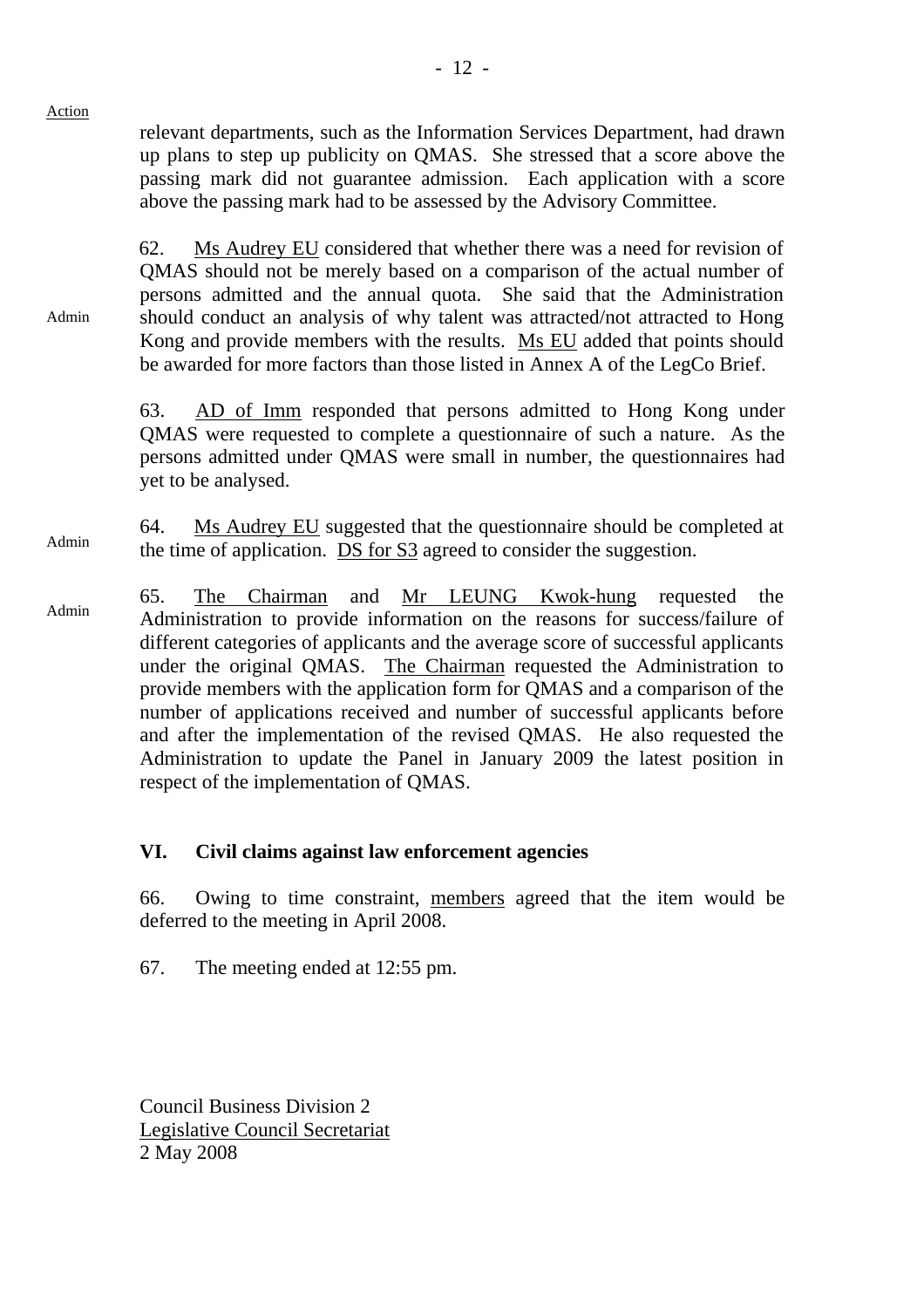Action

relevant departments, such as the Information Services Department, had drawn up plans to step up publicity on QMAS. She stressed that a score above the passing mark did not guarantee admission. Each application with a score above the passing mark had to be assessed by the Advisory Committee.

Admin

62. Ms Audrey EU considered that whether there was a need for revision of QMAS should not be merely based on a comparison of the actual number of persons admitted and the annual quota. She said that the Administration should conduct an analysis of why talent was attracted/not attracted to Hong Kong and provide members with the results. Ms EU added that points should be awarded for more factors than those listed in Annex A of the LegCo Brief.

63. AD of Imm responded that persons admitted to Hong Kong under QMAS were requested to complete a questionnaire of such a nature. As the persons admitted under QMAS were small in number, the questionnaires had yet to be analysed.

Admin

64. Ms Audrey EU suggested that the questionnaire should be completed at the time of application. DS for S3 agreed to consider the suggestion.

Admin

65. The Chairman and Mr LEUNG Kwok-hung requested the Administration to provide information on the reasons for success/failure of different categories of applicants and the average score of successful applicants under the original QMAS. The Chairman requested the Administration to provide members with the application form for QMAS and a comparison of the number of applications received and number of successful applicants before and after the implementation of the revised QMAS. He also requested the Administration to update the Panel in January 2009 the latest position in respect of the implementation of QMAS.

## VI. Civil claims against law enforcement agencies

66. Owing to time constraint, members agreed that the item would be deferred to the meeting in April 2008.

67. The meeting ended at 12:55 pm.

Council Business Division 2
Legislative Council Secretariat
2 May 2008